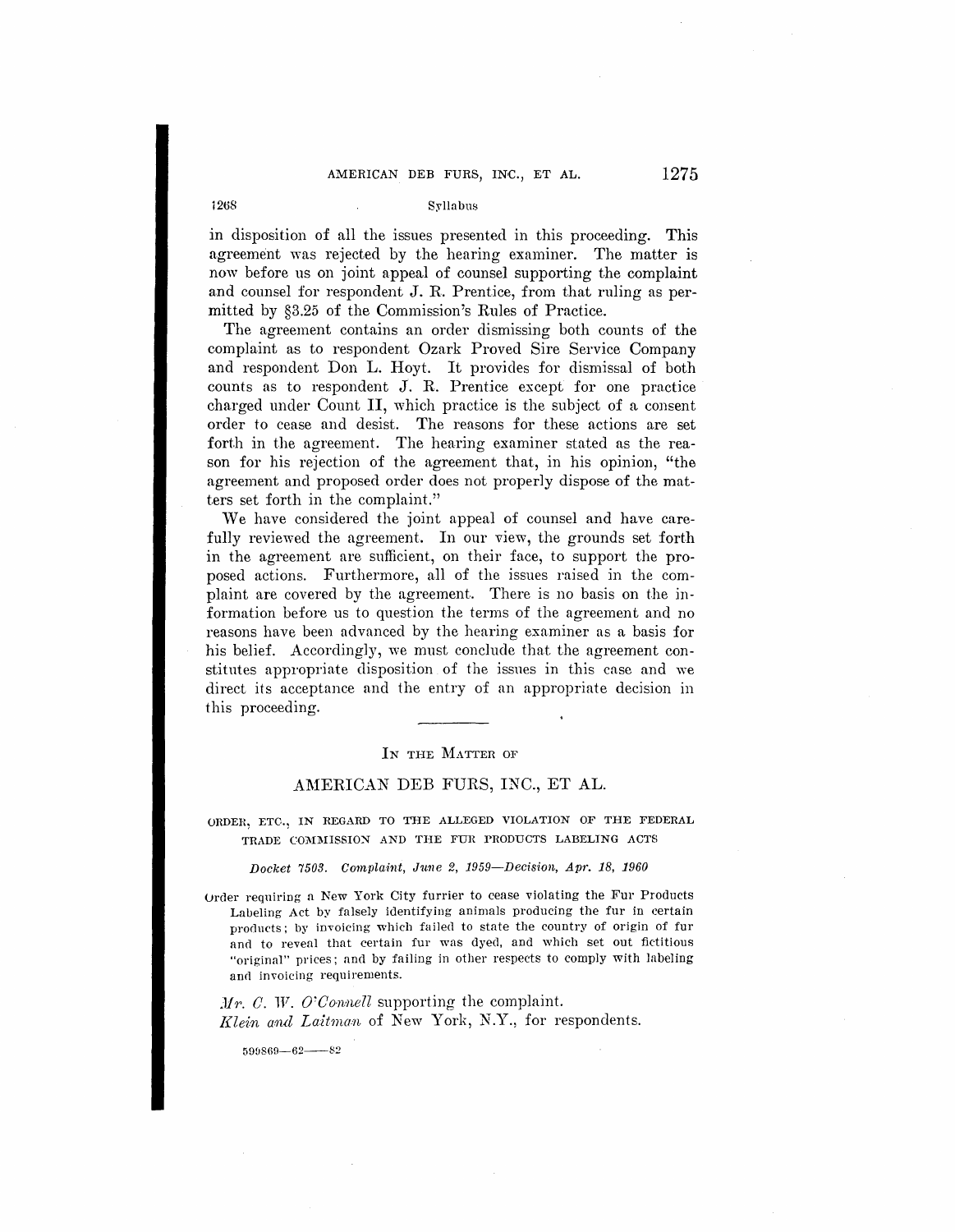in disposition of all the issues presented in this proceeding. This agreement was rejected by the hearing examiner. The matter is now before us on joint appeal of counsel supporting the complaint and counsel for respondent J. R. Prentice, from that ruling as permitted by §3.25 of the Commission's Rules of Practice.

The agreement contains an order dismissing both counts of the complaint as to respondent Ozark Proved Sire Service Company and respondent Don L. Hoyt. It provides for dismissal of both counts as to respondent J. R. Prentice except for one practice charged under Count II, which practice is the subject of a consent order to cease and desist. The reasons for these actions are set forth in the agreement. The hearing examiner stated as the reason for his rejection of the agreement that, in his opinion, "the agreement and proposed order does not properly dispose of the matters set forth in the complaint."

We have considered the joint appeal of counsel and have carefully reviewed the agreement. In our view, the grounds set forth in the agreement are sufficient, on their face, to support the proposed actions. Furthermore, all of the issues raised in the complaint are covered by the agreement. There is no basis on the information before us to question the terms of the agreement and no reasons have been advanced by the hearing examiner as a basis for his belief. Accordingly, we must conclude that the agreement constitutes appropriate disposition of the issues in this case and we direct its acceptance and the entry of an appropriate decision in this proceeding.

---

IN THE MATTER OF

## AMERICAN DEB FURS, INC., ET AL.

ORDER, ETC., IN REGARD TO THE ALLEGED VIOLATION OF THE FEDERAL TRADE COMMISSION AND THE FUR PRODUCTS LABELING ACTS

*Docket 7503. Complaint, June 2, 1959—Decision, Apr. 18, 1960*

Order requiring a New York City furrier to cease violating the Fur Products Labeling Act by falsely identifying animals producing the fur in certain products; by invoicing which failed to state the country of origin of fur and to reveal that certain fur was dyed, and which set out fictitious "original" prices; and by failing in other respects to comply with labeling and invoicing requirements.

*Mr. C. W. O'Connell* supporting the complaint.
*Klein and Laitman* of New York, N.Y., for respondents.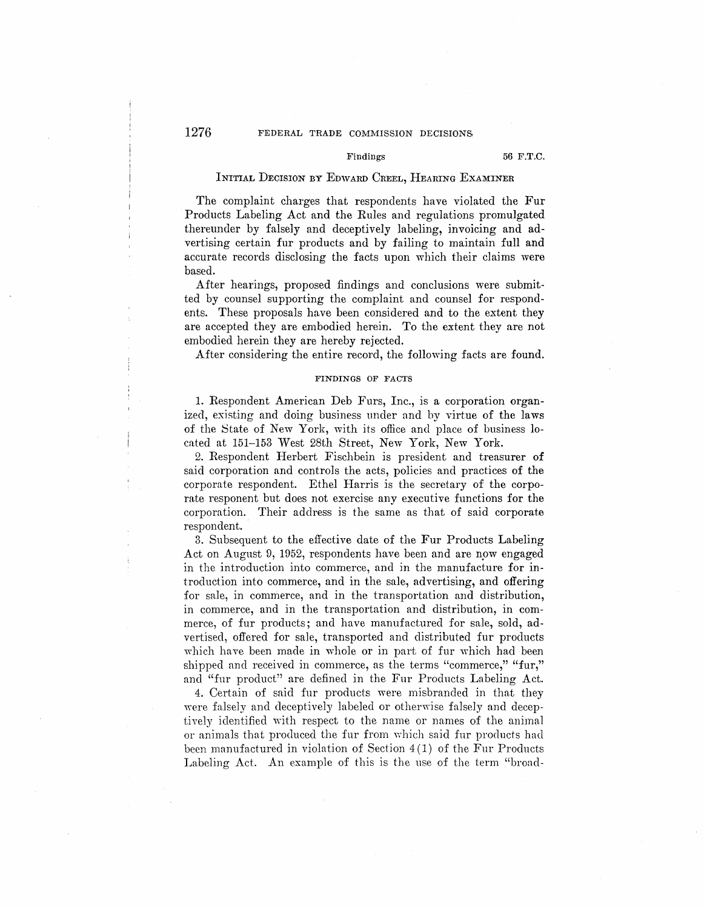## Initial Decision by Edward Creel, Hearing Examiner

The complaint charges that respondents have violated the Fur Products Labeling Act and the Rules and regulations promulgated thereunder by falsely and deceptively labeling, invoicing and advertising certain fur products and by failing to maintain full and accurate records disclosing the facts upon which their claims were based.

After hearings, proposed findings and conclusions were submitted by counsel supporting the complaint and counsel for respondents. These proposals have been considered and to the extent they are accepted they are embodied herein. To the extent they are not embodied herein they are hereby rejected.

After considering the entire record, the following facts are found.

### Findings of Facts

1. Respondent American Deb Furs, Inc., is a corporation organized, existing and doing business under and by virtue of the laws of the State of New York, with its office and place of business located at 151–153 West 28th Street, New York, New York.

2. Respondent Herbert Fischbein is president and treasurer of said corporation and controls the acts, policies and practices of the corporate respondent. Ethel Harris is the secretary of the corporate responent but does not exercise any executive functions for the corporation. Their address is the same as that of said corporate respondent.

3. Subsequent to the effective date of the Fur Products Labeling Act on August 9, 1952, respondents have been and are now engaged in the introduction into commerce, and in the manufacture for introduction into commerce, and in the sale, advertising, and offering for sale, in commerce, and in the transportation and distribution, in commerce, and in the transportation and distribution, in commerce, of fur products; and have manufactured for sale, sold, advertised, offered for sale, transported and distributed fur products which have been made in whole or in part of fur which had been shipped and received in commerce, as the terms "commerce," "fur," and "fur product" are defined in the Fur Products Labeling Act.

4. Certain of said fur products were misbranded in that they were falsely and deceptively labeled or otherwise falsely and deceptively identified with respect to the name or names of the animal or animals that produced the fur from which said fur products had been manufactured in violation of Section 4(1) of the Fur Products Labeling Act. An example of this is the use of the term "broad-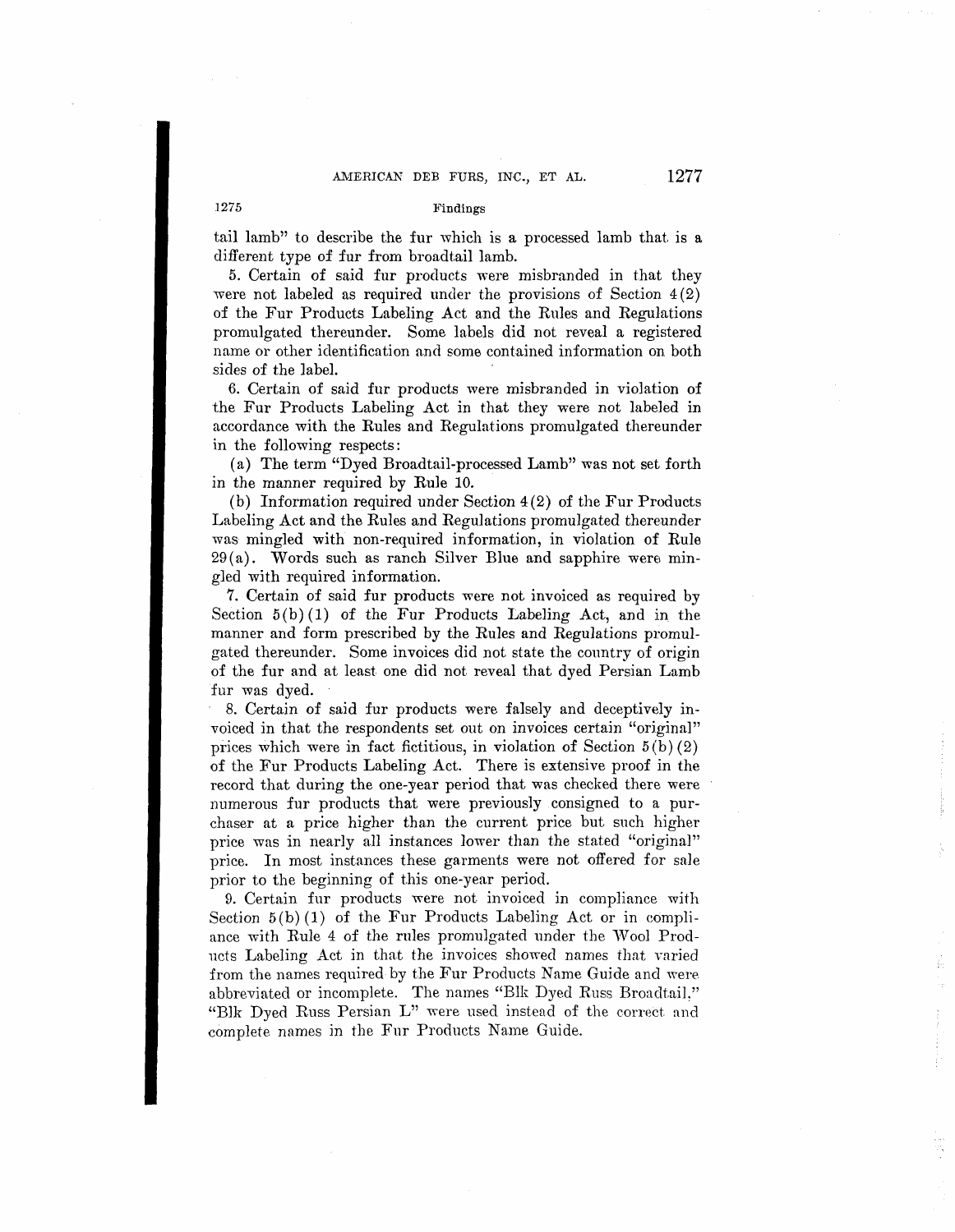tail lamb" to describe the fur which is a processed lamb that is a different type of fur from broadtail lamb.

5. Certain of said fur products were misbranded in that they were not labeled as required under the provisions of Section 4(2) of the Fur Products Labeling Act and the Rules and Regulations promulgated thereunder. Some labels did not reveal a registered name or other identification and some contained information on both sides of the label.

6. Certain of said fur products were misbranded in violation of the Fur Products Labeling Act in that they were not labeled in accordance with the Rules and Regulations promulgated thereunder in the following respects:

(a) The term "Dyed Broadtail-processed Lamb" was not set forth in the manner required by Rule 10.

(b) Information required under Section 4(2) of the Fur Products Labeling Act and the Rules and Regulations promulgated thereunder was mingled with non-required information, in violation of Rule 29(a). Words such as ranch Silver Blue and sapphire were mingled with required information.

7. Certain of said fur products were not invoiced as required by Section 5(b)(1) of the Fur Products Labeling Act, and in the manner and form prescribed by the Rules and Regulations promulgated thereunder. Some invoices did not state the country of origin of the fur and at least one did not reveal that dyed Persian Lamb fur was dyed.

8. Certain of said fur products were falsely and deceptively invoiced in that the respondents set out on invoices certain "original" prices which were in fact fictitious, in violation of Section 5(b)(2) of the Fur Products Labeling Act. There is extensive proof in the record that during the one-year period that was checked there were numerous fur products that were previously consigned to a purchaser at a price higher than the current price but such higher price was in nearly all instances lower than the stated "original" price. In most instances these garments were not offered for sale prior to the beginning of this one-year period.

9. Certain fur products were not invoiced in compliance with Section 5(b)(1) of the Fur Products Labeling Act or in compliance with Rule 4 of the rules promulgated under the Wool Products Labeling Act in that the invoices showed names that varied from the names required by the Fur Products Name Guide and were abbreviated or incomplete. The names "Blk Dyed Russ Broadtail," "Blk Dyed Russ Persian L" were used instead of the correct and complete names in the Fur Products Name Guide.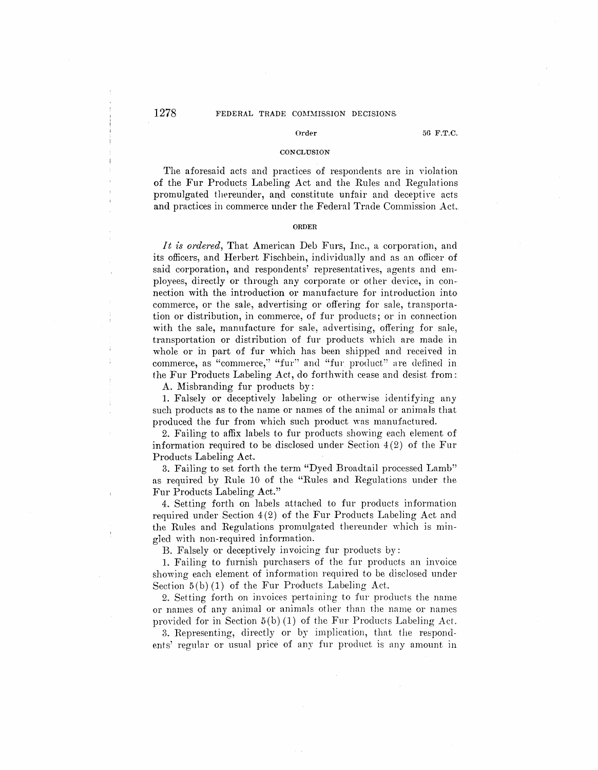## CONCLUSION

The aforesaid acts and practices of respondents are in violation of the Fur Products Labeling Act and the Rules and Regulations promulgated thereunder, and constitute unfair and deceptive acts and practices in commerce under the Federal Trade Commission Act.

## ORDER

*It is ordered*, That American Deb Furs, Inc., a corporation, and its officers, and Herbert Fischbein, individually and as an officer of said corporation, and respondents' representatives, agents and employees, directly or through any corporate or other device, in connection with the introduction or manufacture for introduction into commerce, or the sale, advertising or offering for sale, transportation or distribution, in commerce, of fur products; or in connection with the sale, manufacture for sale, advertising, offering for sale, transportation or distribution of fur products which are made in whole or in part of fur which has been shipped and received in commerce, as "commerce," "fur" and "fur product" are defined in the Fur Products Labeling Act, do forthwith cease and desist from:

A. Misbranding fur products by:

1. Falsely or deceptively labeling or otherwise identifying any such products as to the name or names of the animal or animals that produced the fur from which such product was manufactured.

2. Failing to affix labels to fur products showing each element of information required to be disclosed under Section 4(2) of the Fur Products Labeling Act.

3. Failing to set forth the term "Dyed Broadtail processed Lamb" as required by Rule 10 of the "Rules and Regulations under the Fur Products Labeling Act."

4. Setting forth on labels attached to fur products information required under Section 4(2) of the Fur Products Labeling Act and the Rules and Regulations promulgated thereunder which is mingled with non-required information.

B. Falsely or deceptively invoicing fur products by:

1. Failing to furnish purchasers of the fur products an invoice showing each element of information required to be disclosed under Section 5(b)(1) of the Fur Products Labeling Act.

2. Setting forth on invoices pertaining to fur products the name or names of any animal or animals other than the name or names provided for in Section 5(b)(1) of the Fur Products Labeling Act.

3. Representing, directly or by implication, that the respondents' regular or usual price of any fur product is any amount in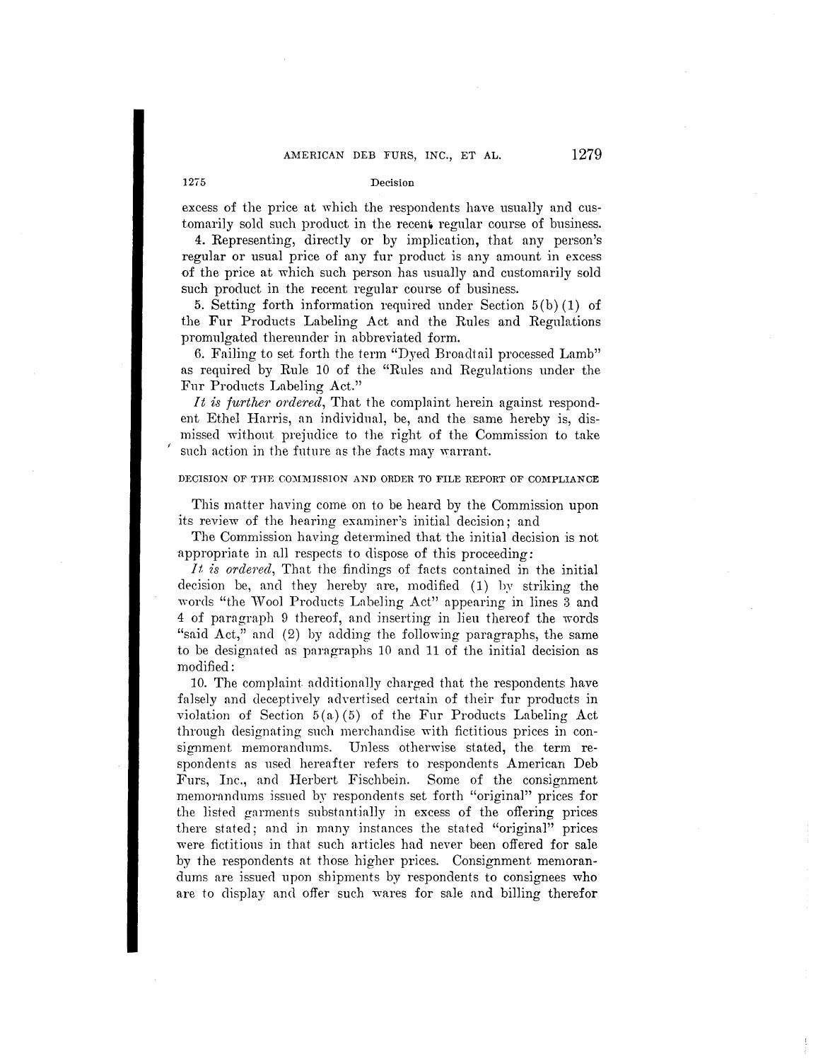excess of the price at which the respondents have usually and customarily sold such product in the recent regular course of business.

4. Representing, directly or by implication, that any person's regular or usual price of any fur product is any amount in excess of the price at which such person has usually and customarily sold such product in the recent regular course of business.

5. Setting forth information required under Section 5(b)(1) of the Fur Products Labeling Act and the Rules and Regulations promulgated thereunder in abbreviated form.

6. Failing to set forth the term "Dyed Broadtail processed Lamb" as required by Rule 10 of the "Rules and Regulations under the Fur Products Labeling Act."

*It is further ordered*, That the complaint herein against respondent Ethel Harris, an individual, be, and the same hereby is, dismissed without prejudice to the right of the Commission to take such action in the future as the facts may warrant.

DECISION OF THE COMMISSION AND ORDER TO FILE REPORT OF COMPLIANCE

This matter having come on to be heard by the Commission upon its review of the hearing examiner's initial decision; and

The Commission having determined that the initial decision is not appropriate in all respects to dispose of this proceeding:

*It is ordered*, That the findings of facts contained in the initial decision be, and they hereby are, modified (1) by striking the words "the Wool Products Labeling Act" appearing in lines 3 and 4 of paragraph 9 thereof, and inserting in lieu thereof the words "said Act," and (2) by adding the following paragraphs, the same to be designated as paragraphs 10 and 11 of the initial decision as modified:

10. The complaint additionally charged that the respondents have falsely and deceptively advertised certain of their fur products in violation of Section 5(a)(5) of the Fur Products Labeling Act through designating such merchandise with fictitious prices in consignment memorandums. Unless otherwise stated, the term respondents as used hereafter refers to respondents American Deb Furs, Inc., and Herbert Fischbein. Some of the consignment memorandums issued by respondents set forth "original" prices for the listed garments substantially in excess of the offering prices there stated; and in many instances the stated "original" prices were fictitious in that such articles had never been offered for sale by the respondents at those higher prices. Consignment memorandums are issued upon shipments by respondents to consignees who are to display and offer such wares for sale and billing therefor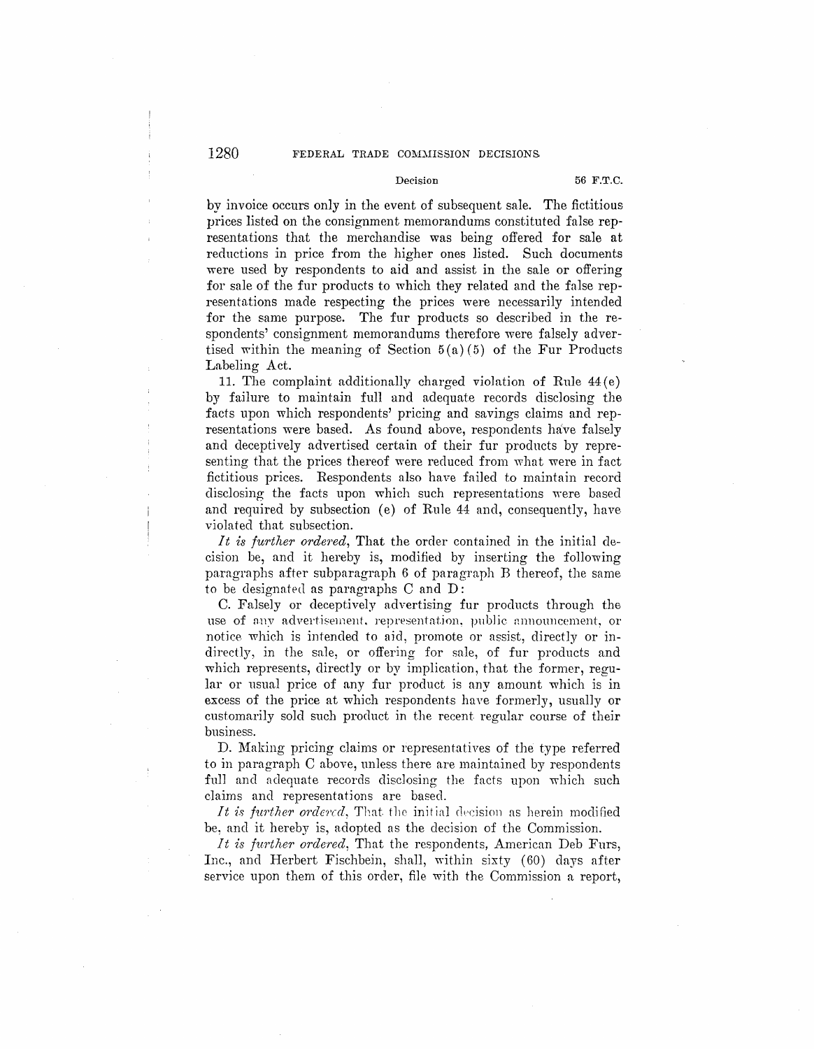by invoice occurs only in the event of subsequent sale. The fictitious prices listed on the consignment memorandums constituted false representations that the merchandise was being offered for sale at reductions in price from the higher ones listed. Such documents were used by respondents to aid and assist in the sale or offering for sale of the fur products to which they related and the false representations made respecting the prices were necessarily intended for the same purpose. The fur products so described in the respondents' consignment memorandums therefore were falsely advertised within the meaning of Section 5(a)(5) of the Fur Products Labeling Act.

11. The complaint additionally charged violation of Rule 44(e) by failure to maintain full and adequate records disclosing the facts upon which respondents' pricing and savings claims and representations were based. As found above, respondents have falsely and deceptively advertised certain of their fur products by representing that the prices thereof were reduced from what were in fact fictitious prices. Respondents also have failed to maintain record disclosing the facts upon which such representations were based and required by subsection (e) of Rule 44 and, consequently, have violated that subsection.

*It is further ordered*, That the order contained in the initial decision be, and it hereby is, modified by inserting the following paragraphs after subparagraph 6 of paragraph B thereof, the same to be designated as paragraphs C and D:

C. Falsely or deceptively advertising fur products through the use of any advertisement, representation, public announcement, or notice which is intended to aid, promote or assist, directly or indirectly, in the sale, or offering for sale, of fur products and which represents, directly or by implication, that the former, regular or usual price of any fur product is any amount which is in excess of the price at which respondents have formerly, usually or customarily sold such product in the recent regular course of their business.

D. Making pricing claims or representatives of the type referred to in paragraph C above, unless there are maintained by respondents full and adequate records disclosing the facts upon which such claims and representations are based.

*It is further ordered*, That the initial decision as herein modified be, and it hereby is, adopted as the decision of the Commission.

*It is further ordered*, That the respondents, American Deb Furs, Inc., and Herbert Fischbein, shall, within sixty (60) days after service upon them of this order, file with the Commission a report,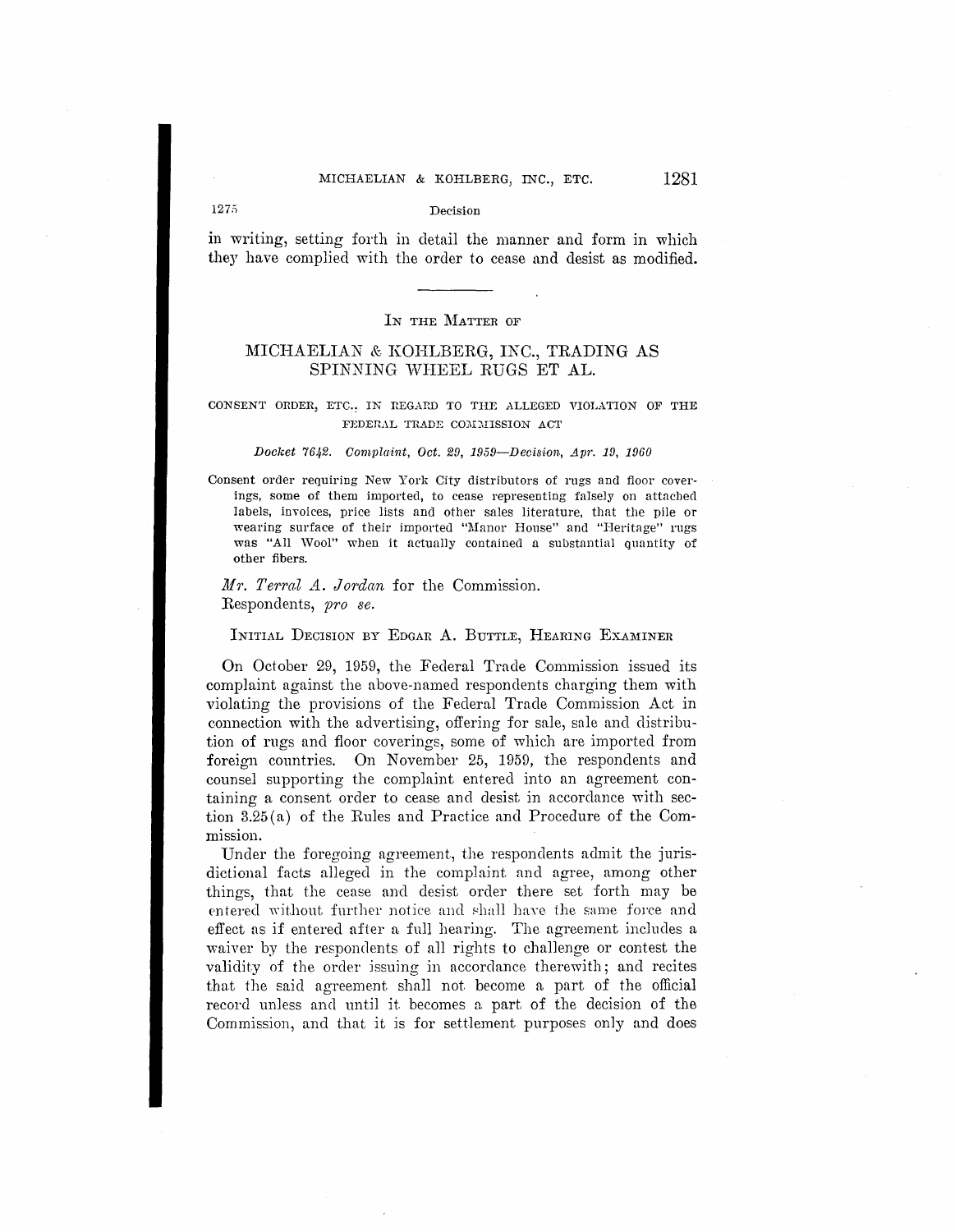in writing, setting forth in detail the manner and form in which they have complied with the order to cease and desist as modified.

---

IN THE MATTER OF

## MICHAELIAN & KOHLBERG, INC., TRADING AS SPINNING WHEEL RUGS ET AL.

CONSENT ORDER, ETC., IN REGARD TO THE ALLEGED VIOLATION OF THE FEDERAL TRADE COMMISSION ACT

*Docket 7642. Complaint, Oct. 29, 1959—Decision, Apr. 19, 1960*

Consent order requiring New York City distributors of rugs and floor coverings, some of them imported, to cease representing falsely on attached labels, invoices, price lists and other sales literature, that the pile or wearing surface of their imported "Manor House" and "Heritage" rugs was "All Wool" when it actually contained a substantial quantity of other fibers.

*Mr. Terral A. Jordan* for the Commission.
Respondents, *pro se.*

INITIAL DECISION BY EDGAR A. BUTTLE, HEARING EXAMINER

On October 29, 1959, the Federal Trade Commission issued its complaint against the above-named respondents charging them with violating the provisions of the Federal Trade Commission Act in connection with the advertising, offering for sale, sale and distribution of rugs and floor coverings, some of which are imported from foreign countries. On November 25, 1959, the respondents and counsel supporting the complaint entered into an agreement containing a consent order to cease and desist in accordance with section 3.25(a) of the Rules and Practice and Procedure of the Commission.

Under the foregoing agreement, the respondents admit the jurisdictional facts alleged in the complaint and agree, among other things, that the cease and desist order there set forth may be entered without further notice and shall have the same force and effect as if entered after a full hearing. The agreement includes a waiver by the respondents of all rights to challenge or contest the validity of the order issuing in accordance therewith; and recites that the said agreement shall not become a part of the official record unless and until it becomes a part of the decision of the Commission, and that it is for settlement purposes only and does